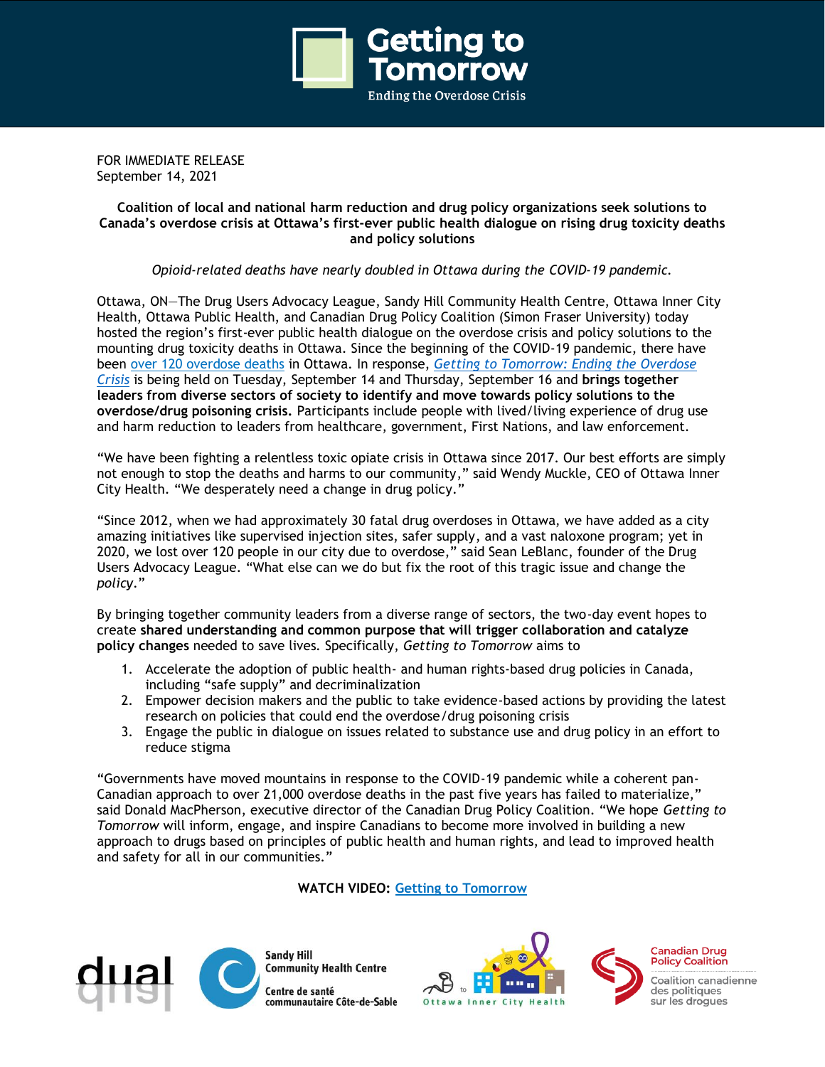# Getting to Tomorrow

Ending the Overdose Crisis

FOR IMMEDIATE RELEASE
September 14, 2021

**Coalition of local and national harm reduction and drug policy organizations seek solutions to Canada's overdose crisis at Ottawa's first-ever public health dialogue on rising drug toxicity deaths and policy solutions**

*Opioid-related deaths have nearly doubled in Ottawa during the COVID-19 pandemic.*

Ottawa, ON—The Drug Users Advocacy League, Sandy Hill Community Health Centre, Ottawa Inner City Health, Ottawa Public Health, and Canadian Drug Policy Coalition (Simon Fraser University) today hosted the region's first-ever public health dialogue on the overdose crisis and policy solutions to the mounting drug toxicity deaths in Ottawa. Since the beginning of the COVID-19 pandemic, there have been over 120 overdose deaths in Ottawa. In response, *Getting to Tomorrow: Ending the Overdose Crisis* is being held on Tuesday, September 14 and Thursday, September 16 and **brings together leaders from diverse sectors of society to identify and move towards policy solutions to the overdose/drug poisoning crisis.** Participants include people with lived/living experience of drug use and harm reduction to leaders from healthcare, government, First Nations, and law enforcement.

"We have been fighting a relentless toxic opiate crisis in Ottawa since 2017. Our best efforts are simply not enough to stop the deaths and harms to our community," said Wendy Muckle, CEO of Ottawa Inner City Health. "We desperately need a change in drug policy."

"Since 2012, when we had approximately 30 fatal drug overdoses in Ottawa, we have added as a city amazing initiatives like supervised injection sites, safer supply, and a vast naloxone program; yet in 2020, we lost over 120 people in our city due to overdose," said Sean LeBlanc, founder of the Drug Users Advocacy League. "What else can we do but fix the root of this tragic issue and change the *policy*."

By bringing together community leaders from a diverse range of sectors, the two-day event hopes to create **shared understanding and common purpose that will trigger collaboration and catalyze policy changes** needed to save lives. Specifically, *Getting to Tomorrow* aims to

1. Accelerate the adoption of public health- and human rights-based drug policies in Canada, including "safe supply" and decriminalization
2. Empower decision makers and the public to take evidence-based actions by providing the latest research on policies that could end the overdose/drug poisoning crisis
3. Engage the public in dialogue on issues related to substance use and drug policy in an effort to reduce stigma

"Governments have moved mountains in response to the COVID-19 pandemic while a coherent pan-Canadian approach to over 21,000 overdose deaths in the past five years has failed to materialize," said Donald MacPherson, executive director of the Canadian Drug Policy Coalition. "We hope *Getting to Tomorrow* will inform, engage, and inspire Canadians to become more involved in building a new approach to drugs based on principles of public health and human rights, and lead to improved health and safety for all in our communities."

**WATCH VIDEO:** Getting to Tomorrow

dual

Sandy Hill Community Health Centre
Centre de santé communautaire Côte-de-Sable

Ottawa Inner City Health

Canadian Drug Policy Coalition
Coalition canadienne des politiques sur les drogues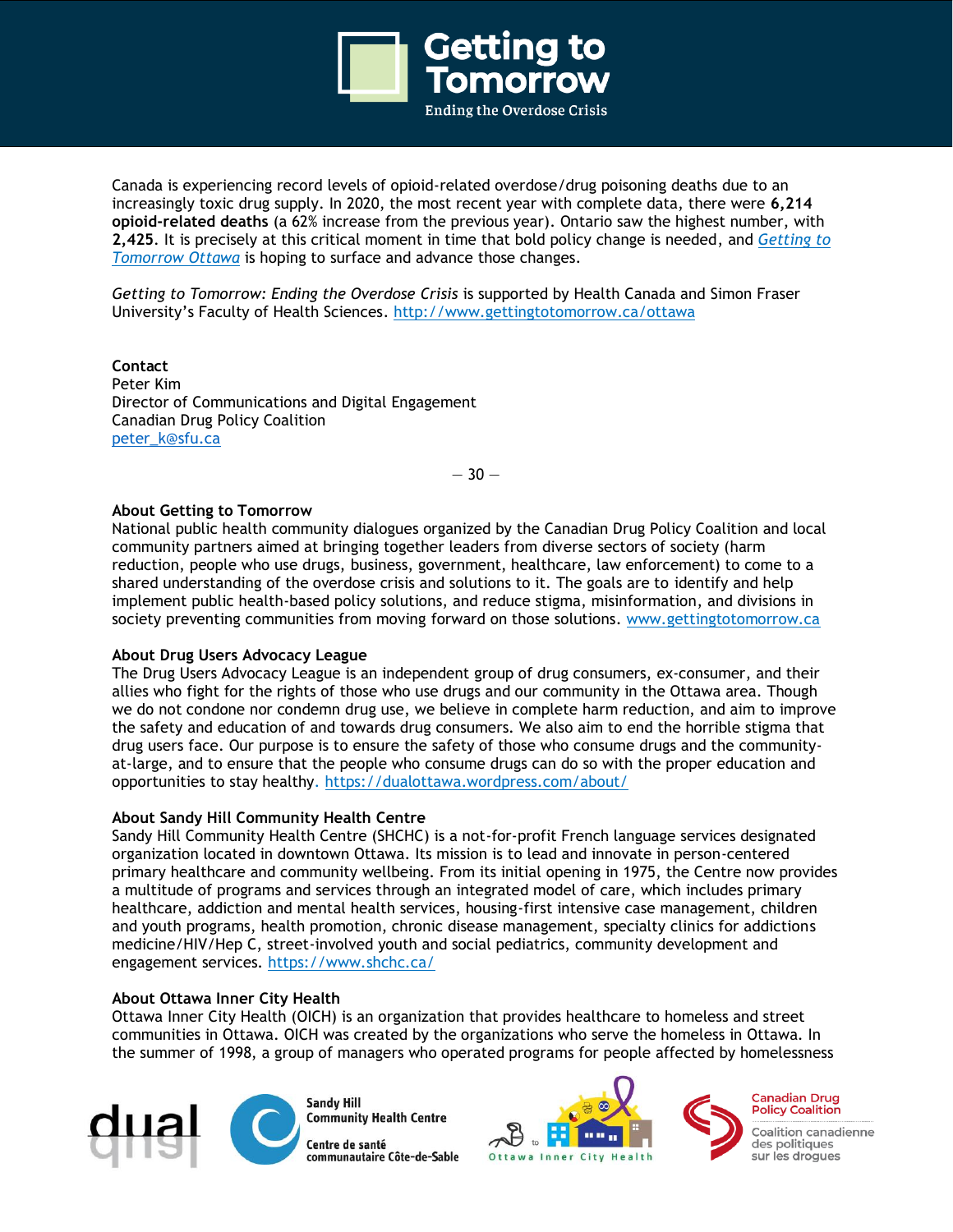Canada is experiencing record levels of opioid-related overdose/drug poisoning deaths due to an increasingly toxic drug supply. In 2020, the most recent year with complete data, there were **6,214 opioid-related deaths** (a 62% increase from the previous year). Ontario saw the highest number, with **2,425**. It is precisely at this critical moment in time that bold policy change is needed, and *Getting to Tomorrow Ottawa* is hoping to surface and advance those changes.

*Getting to Tomorrow: Ending the Overdose Crisis* is supported by Health Canada and Simon Fraser University's Faculty of Health Sciences. http://www.gettingtotomorrow.ca/ottawa

**Contact**
Peter Kim
Director of Communications and Digital Engagement
Canadian Drug Policy Coalition
peter_k@sfu.ca

— 30 —

**About Getting to Tomorrow**
National public health community dialogues organized by the Canadian Drug Policy Coalition and local community partners aimed at bringing together leaders from diverse sectors of society (harm reduction, people who use drugs, business, government, healthcare, law enforcement) to come to a shared understanding of the overdose crisis and solutions to it. The goals are to identify and help implement public health-based policy solutions, and reduce stigma, misinformation, and divisions in society preventing communities from moving forward on those solutions. www.gettingtotomorrow.ca

**About Drug Users Advocacy League**
The Drug Users Advocacy League is an independent group of drug consumers, ex-consumer, and their allies who fight for the rights of those who use drugs and our community in the Ottawa area. Though we do not condone nor condemn drug use, we believe in complete harm reduction, and aim to improve the safety and education of and towards drug consumers. We also aim to end the horrible stigma that drug users face. Our purpose is to ensure the safety of those who consume drugs and the community-at-large, and to ensure that the people who consume drugs can do so with the proper education and opportunities to stay healthy. https://dualottawa.wordpress.com/about/

**About Sandy Hill Community Health Centre**
Sandy Hill Community Health Centre (SHCHC) is a not-for-profit French language services designated organization located in downtown Ottawa. Its mission is to lead and innovate in person-centered primary healthcare and community wellbeing. From its initial opening in 1975, the Centre now provides a multitude of programs and services through an integrated model of care, which includes primary healthcare, addiction and mental health services, housing-first intensive case management, children and youth programs, health promotion, chronic disease management, specialty clinics for addictions medicine/HIV/Hep C, street-involved youth and social pediatrics, community development and engagement services. https://www.shchc.ca/

**About Ottawa Inner City Health**
Ottawa Inner City Health (OICH) is an organization that provides healthcare to homeless and street communities in Ottawa. OICH was created by the organizations who serve the homeless in Ottawa. In the summer of 1998, a group of managers who operated programs for people affected by homelessness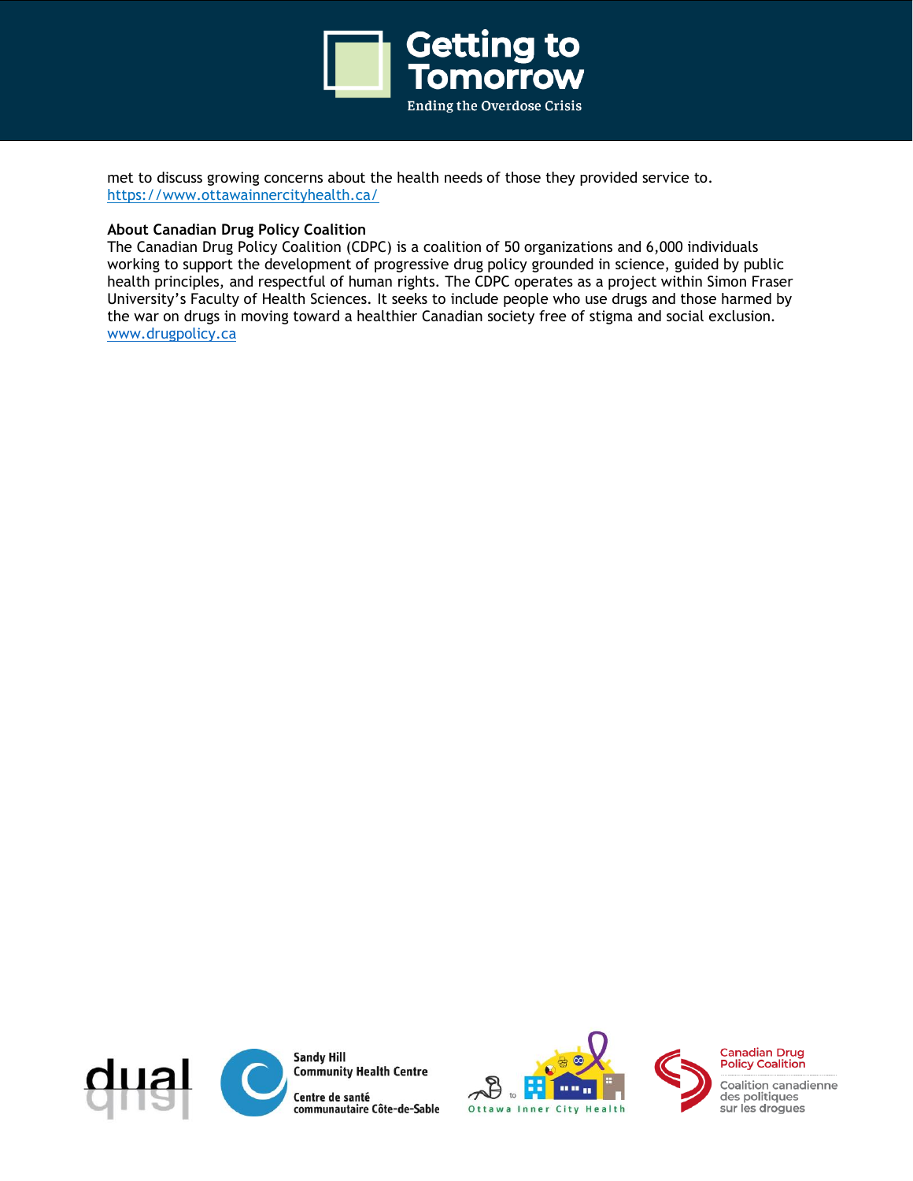met to discuss growing concerns about the health needs of those they provided service to.
https://www.ottawainnercityhealth.ca/

**About Canadian Drug Policy Coalition**

The Canadian Drug Policy Coalition (CDPC) is a coalition of 50 organizations and 6,000 individuals working to support the development of progressive drug policy grounded in science, guided by public health principles, and respectful of human rights. The CDPC operates as a project within Simon Fraser University's Faculty of Health Sciences. It seeks to include people who use drugs and those harmed by the war on drugs in moving toward a healthier Canadian society free of stigma and social exclusion.
www.drugpolicy.ca